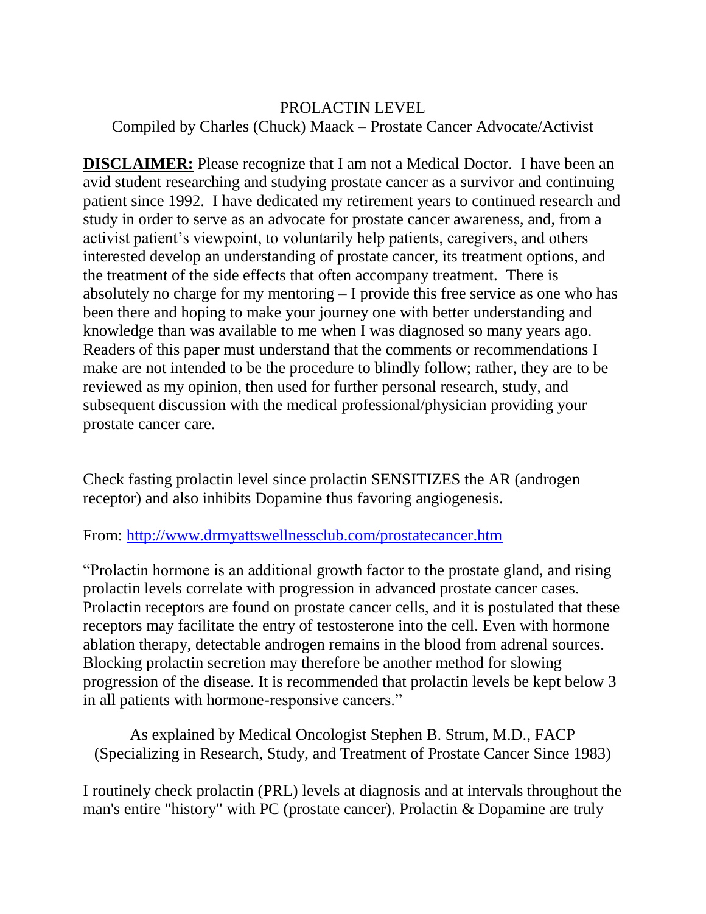# PROLACTIN LEVEL

Compiled by Charles (Chuck) Maack – Prostate Cancer Advocate/Activist

**DISCLAIMER:** Please recognize that I am not a Medical Doctor. I have been an avid student researching and studying prostate cancer as a survivor and continuing patient since 1992. I have dedicated my retirement years to continued research and study in order to serve as an advocate for prostate cancer awareness, and, from a activist patient's viewpoint, to voluntarily help patients, caregivers, and others interested develop an understanding of prostate cancer, its treatment options, and the treatment of the side effects that often accompany treatment. There is absolutely no charge for my mentoring – I provide this free service as one who has been there and hoping to make your journey one with better understanding and knowledge than was available to me when I was diagnosed so many years ago. Readers of this paper must understand that the comments or recommendations I make are not intended to be the procedure to blindly follow; rather, they are to be reviewed as my opinion, then used for further personal research, study, and subsequent discussion with the medical professional/physician providing your prostate cancer care.

Check fasting prolactin level since prolactin SENSITIZES the AR (androgen receptor) and also inhibits Dopamine thus favoring angiogenesis.

From: [http://www.drmyattswellnessclub.com/prostatecancer.htm](http://www.drmyattswellnessclub.com/prostatecancer.htm)

"Prolactin hormone is an additional growth factor to the prostate gland, and rising prolactin levels correlate with progression in advanced prostate cancer cases. Prolactin receptors are found on prostate cancer cells, and it is postulated that these receptors may facilitate the entry of testosterone into the cell. Even with hormone ablation therapy, detectable androgen remains in the blood from adrenal sources. Blocking prolactin secretion may therefore be another method for slowing progression of the disease. It is recommended that prolactin levels be kept below 3 in all patients with hormone-responsive cancers."

As explained by Medical Oncologist Stephen B. Strum, M.D., FACP (Specializing in Research, Study, and Treatment of Prostate Cancer Since 1983)

I routinely check prolactin (PRL) levels at diagnosis and at intervals throughout the man's entire "history" with PC (prostate cancer). Prolactin & Dopamine are truly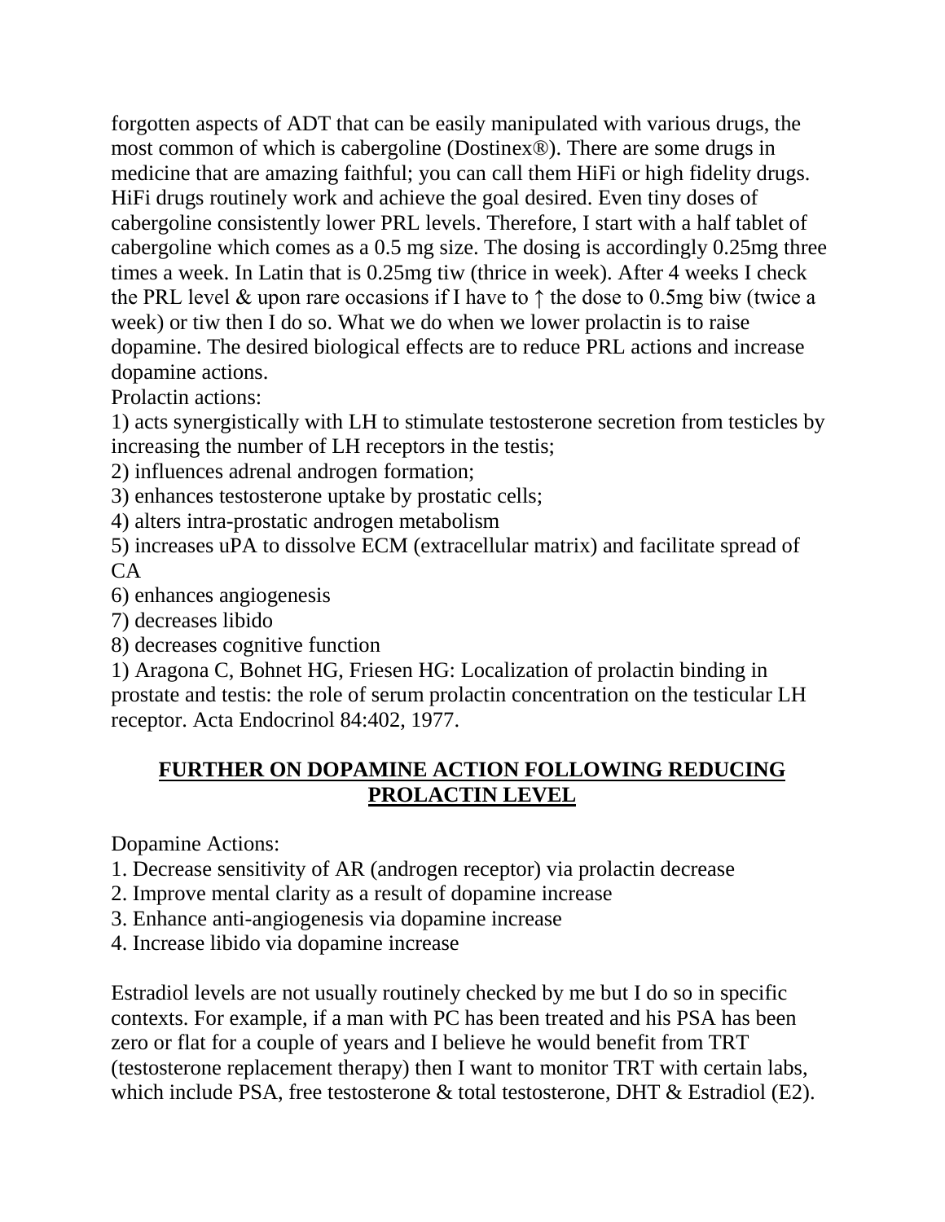forgotten aspects of ADT that can be easily manipulated with various drugs, the most common of which is cabergoline (Dostinex®). There are some drugs in medicine that are amazing faithful; you can call them HiFi or high fidelity drugs. HiFi drugs routinely work and achieve the goal desired. Even tiny doses of cabergoline consistently lower PRL levels. Therefore, I start with a half tablet of cabergoline which comes as a 0.5 mg size. The dosing is accordingly 0.25mg three times a week. In Latin that is 0.25mg tiw (thrice in week). After 4 weeks I check the PRL level & upon rare occasions if I have to ↑ the dose to 0.5mg biw (twice a week) or tiw then I do so. What we do when we lower prolactin is to raise dopamine. The desired biological effects are to reduce PRL actions and increase dopamine actions.

Prolactin actions:

1) acts synergistically with LH to stimulate testosterone secretion from testicles by increasing the number of LH receptors in the testis;
2) influences adrenal androgen formation;
3) enhances testosterone uptake by prostatic cells;
4) alters intra-prostatic androgen metabolism
5) increases uPA to dissolve ECM (extracellular matrix) and facilitate spread of CA
6) enhances angiogenesis
7) decreases libido
8) decreases cognitive function

1) Aragona C, Bohnet HG, Friesen HG: Localization of prolactin binding in prostate and testis: the role of serum prolactin concentration on the testicular LH receptor. Acta Endocrinol 84:402, 1977.

## FURTHER ON DOPAMINE ACTION FOLLOWING REDUCING PROLACTIN LEVEL

Dopamine Actions:

1. Decrease sensitivity of AR (androgen receptor) via prolactin decrease
2. Improve mental clarity as a result of dopamine increase
3. Enhance anti-angiogenesis via dopamine increase
4. Increase libido via dopamine increase

Estradiol levels are not usually routinely checked by me but I do so in specific contexts. For example, if a man with PC has been treated and his PSA has been zero or flat for a couple of years and I believe he would benefit from TRT (testosterone replacement therapy) then I want to monitor TRT with certain labs, which include PSA, free testosterone & total testosterone, DHT & Estradiol (E2).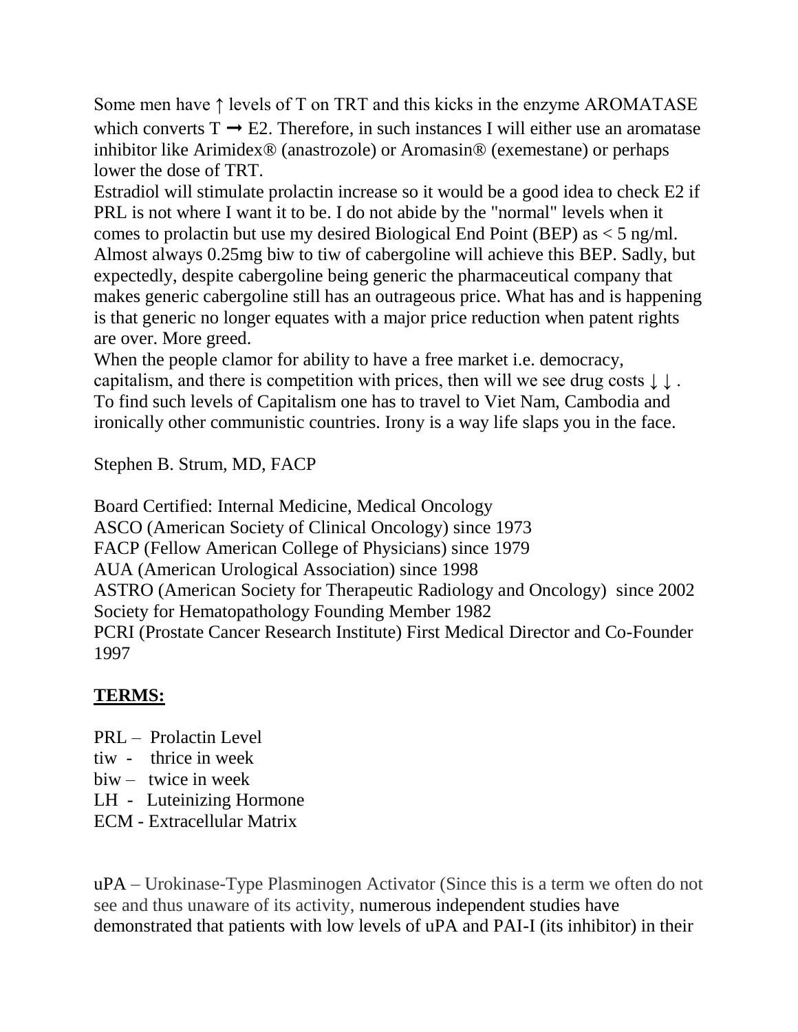Some men have ↑ levels of T on TRT and this kicks in the enzyme AROMATASE which converts T ➞ E2. Therefore, in such instances I will either use an aromatase inhibitor like Arimidex® (anastrozole) or Aromasin® (exemestane) or perhaps lower the dose of TRT.

Estradiol will stimulate prolactin increase so it would be a good idea to check E2 if PRL is not where I want it to be. I do not abide by the "normal" levels when it comes to prolactin but use my desired Biological End Point (BEP) as < 5 ng/ml. Almost always 0.25mg biw to tiw of cabergoline will achieve this BEP. Sadly, but expectedly, despite cabergoline being generic the pharmaceutical company that makes generic cabergoline still has an outrageous price. What has and is happening is that generic no longer equates with a major price reduction when patent rights are over. More greed.

When the people clamor for ability to have a free market i.e. democracy, capitalism, and there is competition with prices, then will we see drug costs ↓ ↓ . To find such levels of Capitalism one has to travel to Viet Nam, Cambodia and ironically other communistic countries. Irony is a way life slaps you in the face.

Stephen B. Strum, MD, FACP

Board Certified: Internal Medicine, Medical Oncology
ASCO (American Society of Clinical Oncology) since 1973
FACP (Fellow American College of Physicians) since 1979
AUA (American Urological Association) since 1998
ASTRO (American Society for Therapeutic Radiology and Oncology) since 2002
Society for Hematopathology Founding Member 1982
PCRI (Prostate Cancer Research Institute) First Medical Director and Co-Founder 1997

## **TERMS:**

PRL – Prolactin Level
tiw - thrice in week
biw – twice in week
LH - Luteinizing Hormone
ECM - Extracellular Matrix

uPA – Urokinase-Type Plasminogen Activator (Since this is a term we often do not see and thus unaware of its activity, numerous independent studies have demonstrated that patients with low levels of uPA and PAI-I (its inhibitor) in their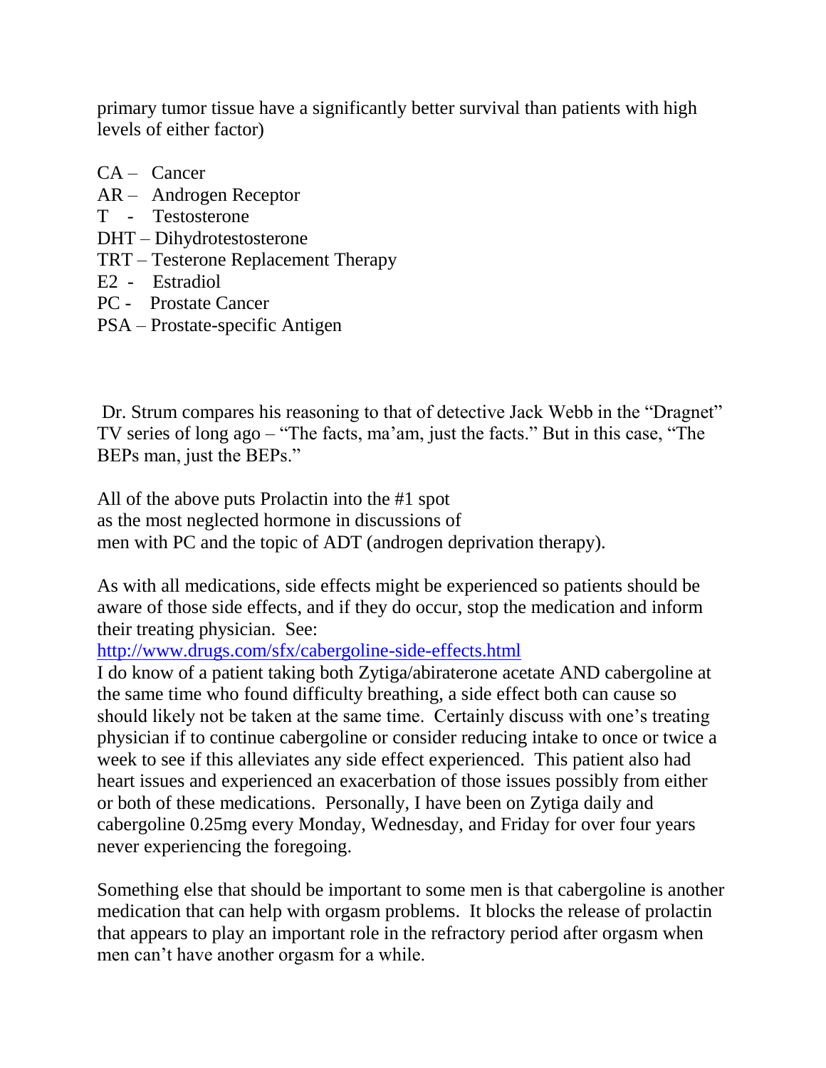primary tumor tissue have a significantly better survival than patients with high levels of either factor)

CA – Cancer
AR – Androgen Receptor
T - Testosterone
DHT – Dihydrotestosterone
TRT – Testerone Replacement Therapy
E2 - Estradiol
PC - Prostate Cancer
PSA – Prostate-specific Antigen

Dr. Strum compares his reasoning to that of detective Jack Webb in the "Dragnet" TV series of long ago – "The facts, ma'am, just the facts." But in this case, "The BEPs man, just the BEPs."

All of the above puts Prolactin into the #1 spot
as the most neglected hormone in discussions of
men with PC and the topic of ADT (androgen deprivation therapy).

As with all medications, side effects might be experienced so patients should be aware of those side effects, and if they do occur, stop the medication and inform their treating physician. See:
http://www.drugs.com/sfx/cabergoline-side-effects.html
I do know of a patient taking both Zytiga/abiraterone acetate AND cabergoline at the same time who found difficulty breathing, a side effect both can cause so should likely not be taken at the same time. Certainly discuss with one's treating physician if to continue cabergoline or consider reducing intake to once or twice a week to see if this alleviates any side effect experienced. This patient also had heart issues and experienced an exacerbation of those issues possibly from either or both of these medications. Personally, I have been on Zytiga daily and cabergoline 0.25mg every Monday, Wednesday, and Friday for over four years never experiencing the foregoing.

Something else that should be important to some men is that cabergoline is another medication that can help with orgasm problems. It blocks the release of prolactin that appears to play an important role in the refractory period after orgasm when men can't have another orgasm for a while.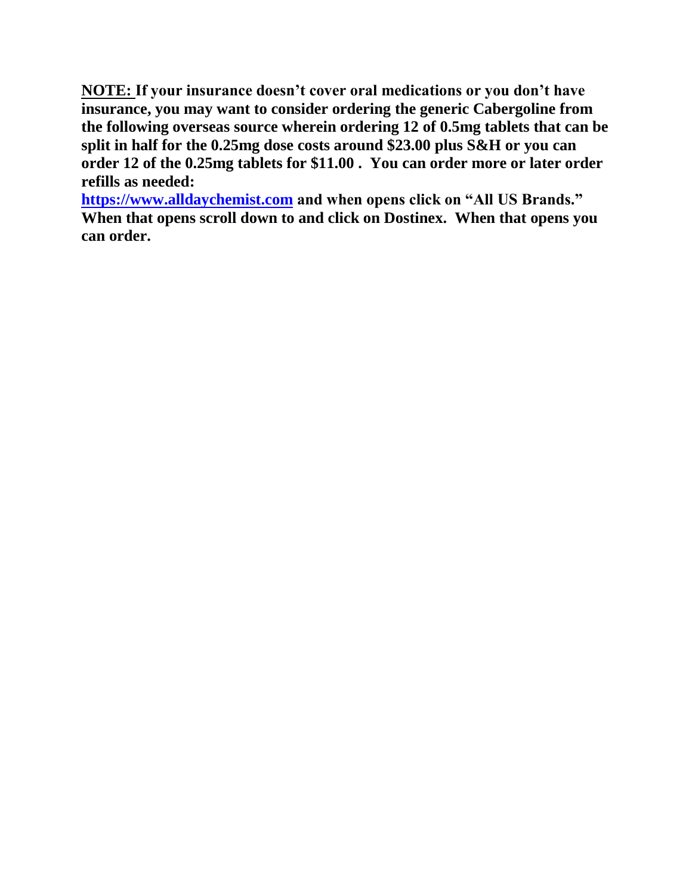**<u>NOTE:</u> If your insurance doesn't cover oral medications or you don't have insurance, you may want to consider ordering the generic Cabergoline from the following overseas source wherein ordering 12 of 0.5mg tablets that can be split in half for the 0.25mg dose costs around $23.00 plus S&H or you can order 12 of the 0.25mg tablets for $11.00 . You can order more or later order refills as needed:**

**[https://www.alldaychemist.com](https://www.alldaychemist.com) and when opens click on "All US Brands." When that opens scroll down to and click on Dostinex. When that opens you can order.**